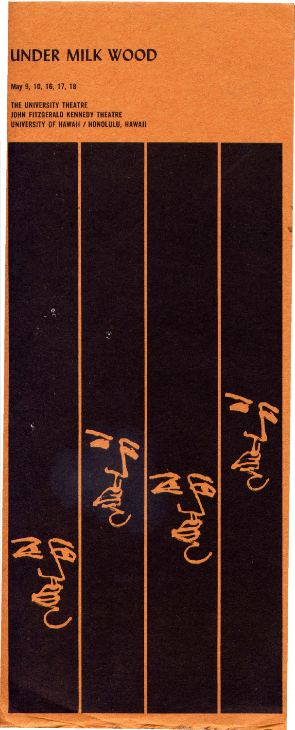# UNDER MILK WOOD

May 9, 10, 16, 17, 18

THE UNIVERSITY THEATRE
JOHN FITZGERALD KENNEDY THEATRE
UNIVERSITY OF HAWAII / HONOLULU, HAWAII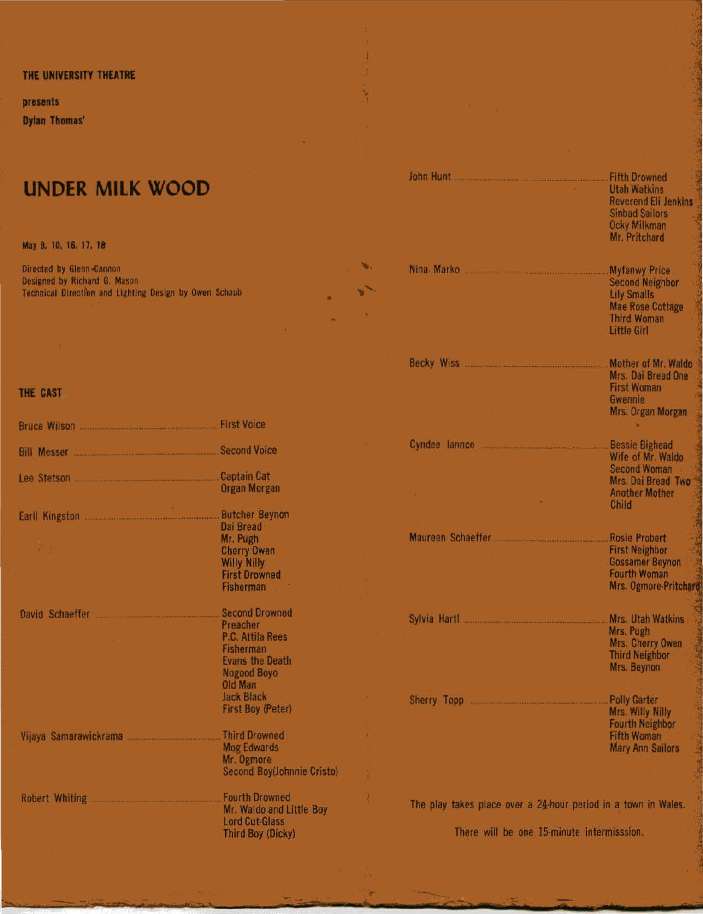THE UNIVERSITY THEATRE

presents

Dylan Thomas'

# UNDER MILK WOOD

May 9, 10, 16, 17, 18

Directed by Glenn Cannon
Designed by Richard G. Mason
Technical Direction and Lighting Design by Owen Schaub

## THE CAST

| | |
|---|---|
| Bruce Wilson | First Voice |
| Bill Messer | Second Voice |
| Lee Stetson | Captain Cat<br>Organ Morgan |
| Earll Kingston | Butcher Beynon<br>Dai Bread<br>Mr. Pugh<br>Cherry Owen<br>Willy Nilly<br>First Drowned<br>Fisherman |
| David Schaeffer | Second Drowned<br>Preacher<br>P.C. Attila Rees<br>Fisherman<br>Evans the Death<br>Nogood Boyo<br>Old Man<br>Jack Black<br>First Boy (Peter) |
| Vijaya Samarawickrama | Third Drowned<br>Mog Edwards<br>Mr. Ogmore<br>Second Boy(Johnnie Cristo) |
| Robert Whiting | Fourth Drowned<br>Mr. Waldo and Little Boy<br>Lord Cut-Glass<br>Third Boy (Dicky) |
| John Hunt | Fifth Drowned<br>Utah Watkins<br>Reverend Eli Jenkins<br>Sinbad Sailors<br>Ocky Milkman<br>Mr. Pritchard |
| Nina Marko | Myfanwy Price<br>Second Neighbor<br>Lily Smalls<br>Mae Rose Cottage<br>Third Woman<br>Little Girl |
| Becky Wiss | Mother of Mr. Waldo<br>Mrs. Dai Bread One<br>First Woman<br>Gwennie<br>Mrs. Organ Morgan |
| Cyndee Iannce | Bessie Bighead<br>Wife of Mr. Waldo<br>Second Woman<br>Mrs. Dai Bread Two<br>Another Mother<br>Child |
| Maureen Schaeffer | Rosie Probert<br>First Neighbor<br>Gossamer Beynon<br>Fourth Woman<br>Mrs. Ogmore-Pritchard |
| Sylvia Hartl | Mrs. Utah Watkins<br>Mrs. Pugh<br>Mrs. Cherry Owen<br>Third Neighbor<br>Mrs. Beynon |
| Sherry Topp | Polly Garter<br>Mrs. Willy Nilly<br>Fourth Neighbor<br>Fifth Woman<br>Mary Ann Sailors |

The play takes place over a 24-hour period in a town in Wales.

There will be one 15-minute intermisssion.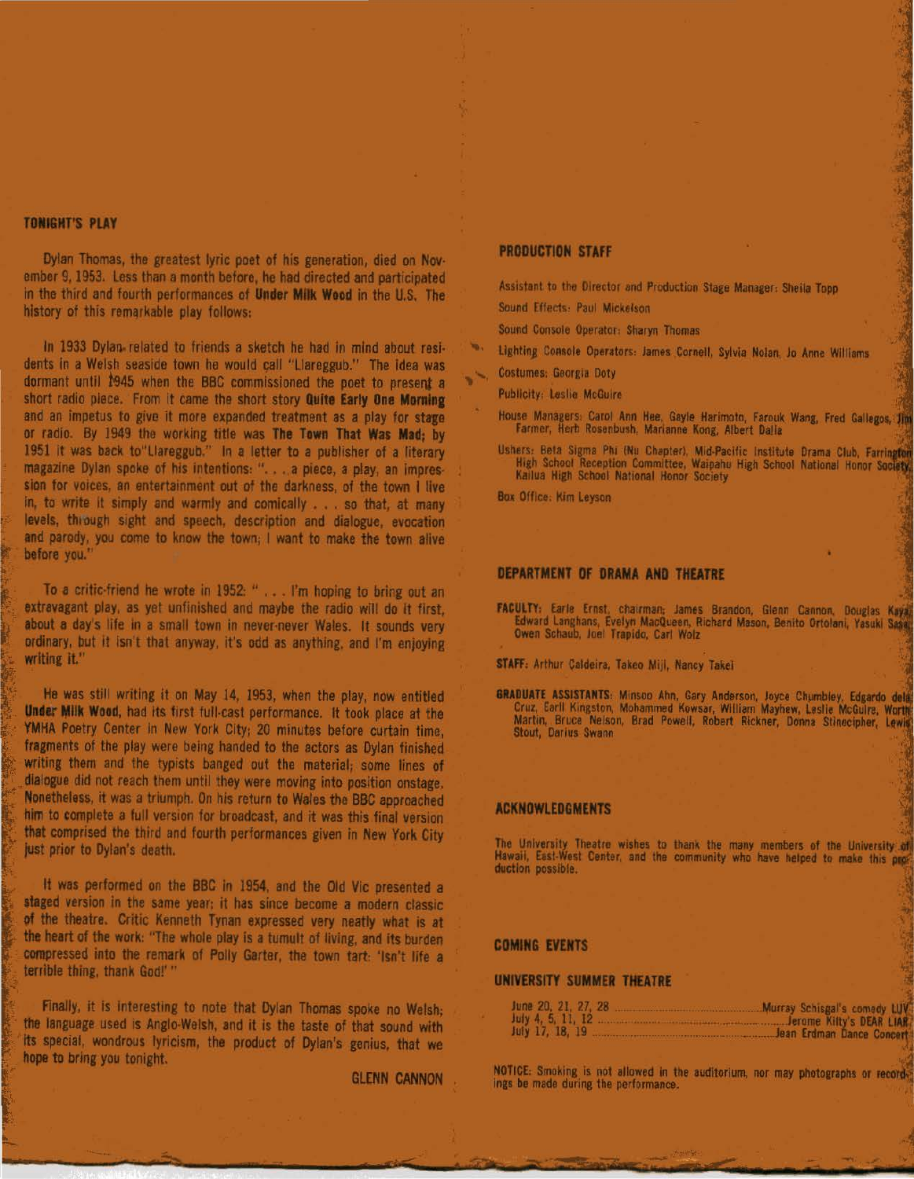## TONIGHT'S PLAY

Dylan Thomas, the greatest lyric poet of his generation, died on November 9, 1953. Less than a month before, he had directed and participated in the third and fourth performances of **Under Milk Wood** in the U.S. The history of this remarkable play follows:

In 1933 Dylan related to friends a sketch he had in mind about residents in a Welsh seaside town he would call "Llareggub." The idea was dormant until 1945 when the BBC commissioned the poet to present a short radio piece. From it came the short story **Quite Early One Morning** and an impetus to give it more expanded treatment as a play for stage or radio. By 1949 the working title was **The Town That Was Mad**; by 1951 it was back to "Llareggub." In a letter to a publisher of a literary magazine Dylan spoke of his intentions: ". . . a piece, a play, an impression for voices, an entertainment out of the darkness, of the town I live in, to write it simply and warmly and comically . . . so that, at many levels, through sight and speech, description and dialogue, evocation and parody, you come to know the town; I want to make the town alive before you."

To a critic-friend he wrote in 1952: " . . . I'm hoping to bring out an extravagant play, as yet unfinished and maybe the radio will do it first, about a day's life in a small town in never-never Wales. It sounds very ordinary, but it isn't that anyway, it's odd as anything, and I'm enjoying writing it."

He was still writing it on May 14, 1953, when the play, now entitled **Under Milk Wood**, had its first full-cast performance. It took place at the YMHA Poetry Center in New York City; 20 minutes before curtain time, fragments of the play were being handed to the actors as Dylan finished writing them and the typists banged out the material; some lines of dialogue did not reach them until they were moving into position onstage. Nonetheless, it was a triumph. On his return to Wales the BBC approached him to complete a full version for broadcast, and it was this final version that comprised the third and fourth performances given in New York City just prior to Dylan's death.

It was performed on the BBC in 1954, and the Old Vic presented a staged version in the same year; it has since become a modern classic of the theatre. Critic Kenneth Tynan expressed very neatly what is at the heart of the work: "The whole play is a tumult of living, and its burden compressed into the remark of Polly Garter, the town tart: 'Isn't life a terrible thing, thank God!' "

Finally, it is interesting to note that Dylan Thomas spoke no Welsh; the language used is Anglo-Welsh, and it is the taste of that sound with its special, wondrous lyricism, the product of Dylan's genius, that we hope to bring you tonight.

GLENN CANNON

## PRODUCTION STAFF

Assistant to the Director and Production Stage Manager: Sheila Topp

Sound Effects: Paul Mickelson

Sound Console Operator: Sharyn Thomas

Lighting Console Operators: James Cornell, Sylvia Nolan, Jo Anne Williams

Costumes: Georgia Doty

Publicity: Leslie McGuire

House Managers: Carol Ann Hee, Gayle Harimoto, Farouk Wang, Fred Gallegos, Jim Farmer, Herb Rosenbush, Marianne Kong, Albert Dalla

Ushers: Beta Sigma Phi (Nu Chapter), Mid-Pacific Institute Drama Club, Farrington High School Reception Committee, Waipahu High School National Honor Society, Kailua High School National Honor Society

Box Office: Kim Leyson

## DEPARTMENT OF DRAMA AND THEATRE

**FACULTY:** Earle Ernst, chairman; James Brandon, Glenn Cannon, Douglas Kaya, Edward Langhans, Evelyn MacQueen, Richard Mason, Benito Ortolani, Yasuki Sasa, Owen Schaub, Joel Trapido, Carl Wolz

**STAFF:** Arthur Caldeira, Takeo Miji, Nancy Takei

**GRADUATE ASSISTANTS:** Minsoo Ahn, Gary Anderson, Joyce Chumbley, Edgardo dela Cruz, Earll Kingston, Mohammed Kowsar, William Mayhew, Leslie McGuire, Worth Martin, Bruce Nelson, Brad Powell, Robert Rickner, Donna Stinecipher, Lewis Stout, Darius Swann

## ACKNOWLEDGMENTS

The University Theatre wishes to thank the many members of the University of Hawaii, East-West Center, and the community who have helped to make this production possible.

## COMING EVENTS

### UNIVERSITY SUMMER THEATRE

June 20, 21, 27, 28 .......... Murray Schisgal's comedy LUV
July 4, 5, 11, 12 .......... Jerome Kilty's DEAR LIAR
July 17, 18, 19 .......... Jean Erdman Dance Concert

NOTICE: Smoking is not allowed in the auditorium, nor may photographs or recordings be made during the performance.